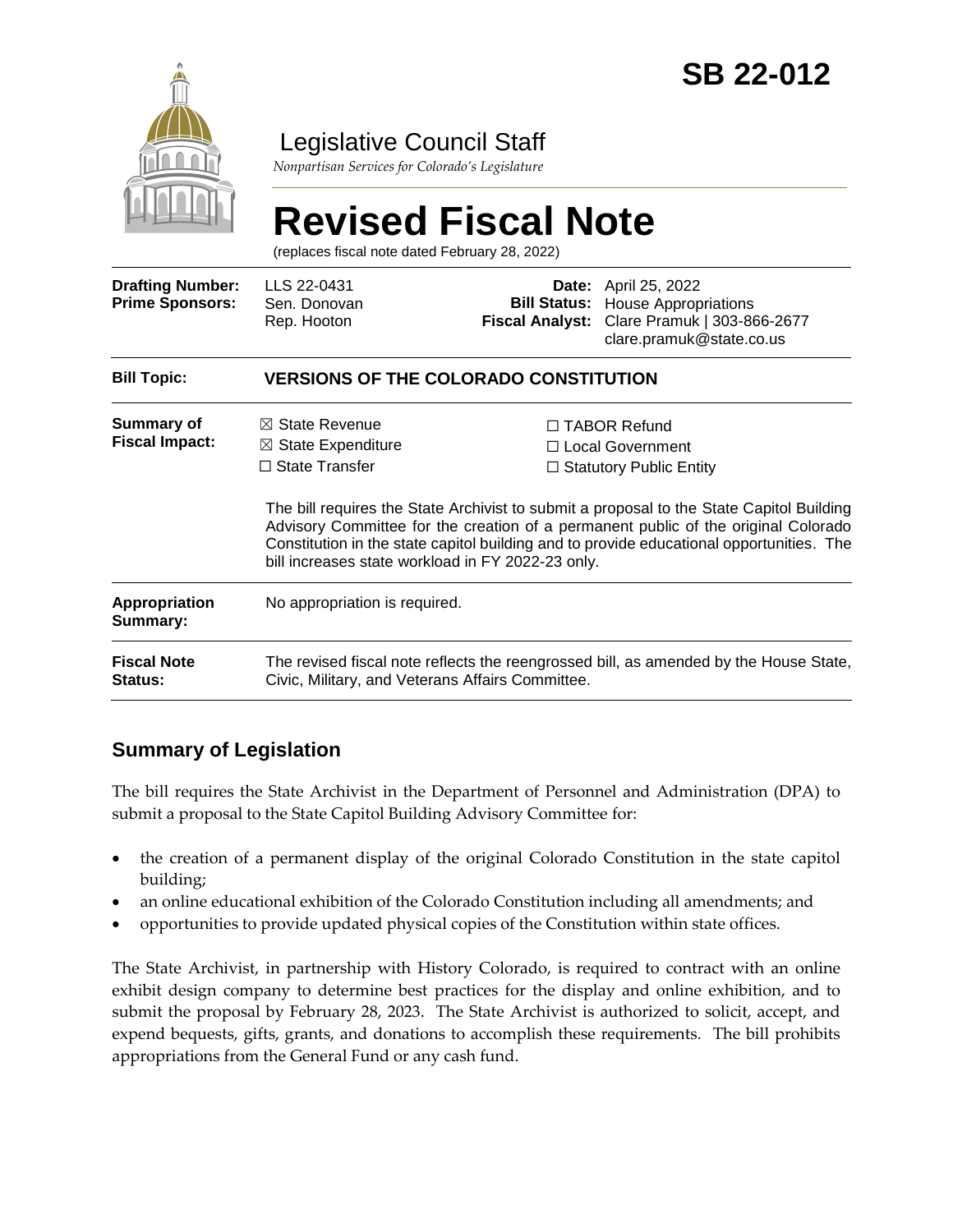# SB 22-012

Legislative Council Staff

*Nonpartisan Services for Colorado's Legislature*

# Revised Fiscal Note

(replaces fiscal note dated February 28, 2022)

| | | | |
|---|---|---|---|
| **Drafting Number:** | LLS 22-0431 | **Date:** | April 25, 2022 |
| **Prime Sponsors:** | Sen. Donovan | **Bill Status:** | House Appropriations |
| | Rep. Hooton | **Fiscal Analyst:** | Clare Pramuk \| 303-866-2677 |
| | | | clare.pramuk@state.co.us |

| | |
|---|---|
| **Bill Topic:** | **VERSIONS OF THE COLORADO CONSTITUTION** |
| **Summary of Fiscal Impact:** | ☒ State Revenue ☒ State Expenditure ☐ State Transfer ☐ TABOR Refund ☐ Local Government ☐ Statutory Public Entity<br><br>The bill requires the State Archivist to submit a proposal to the State Capitol Building Advisory Committee for the creation of a permanent public of the original Colorado Constitution in the state capitol building and to provide educational opportunities. The bill increases state workload in FY 2022-23 only. |
| **Appropriation Summary:** | No appropriation is required. |
| **Fiscal Note Status:** | The revised fiscal note reflects the reengrossed bill, as amended by the House State, Civic, Military, and Veterans Affairs Committee. |

## Summary of Legislation

The bill requires the State Archivist in the Department of Personnel and Administration (DPA) to submit a proposal to the State Capitol Building Advisory Committee for:

- the creation of a permanent display of the original Colorado Constitution in the state capitol building;
- an online educational exhibition of the Colorado Constitution including all amendments; and
- opportunities to provide updated physical copies of the Constitution within state offices.

The State Archivist, in partnership with History Colorado, is required to contract with an online exhibit design company to determine best practices for the display and online exhibition, and to submit the proposal by February 28, 2023. The State Archivist is authorized to solicit, accept, and expend bequests, gifts, grants, and donations to accomplish these requirements. The bill prohibits appropriations from the General Fund or any cash fund.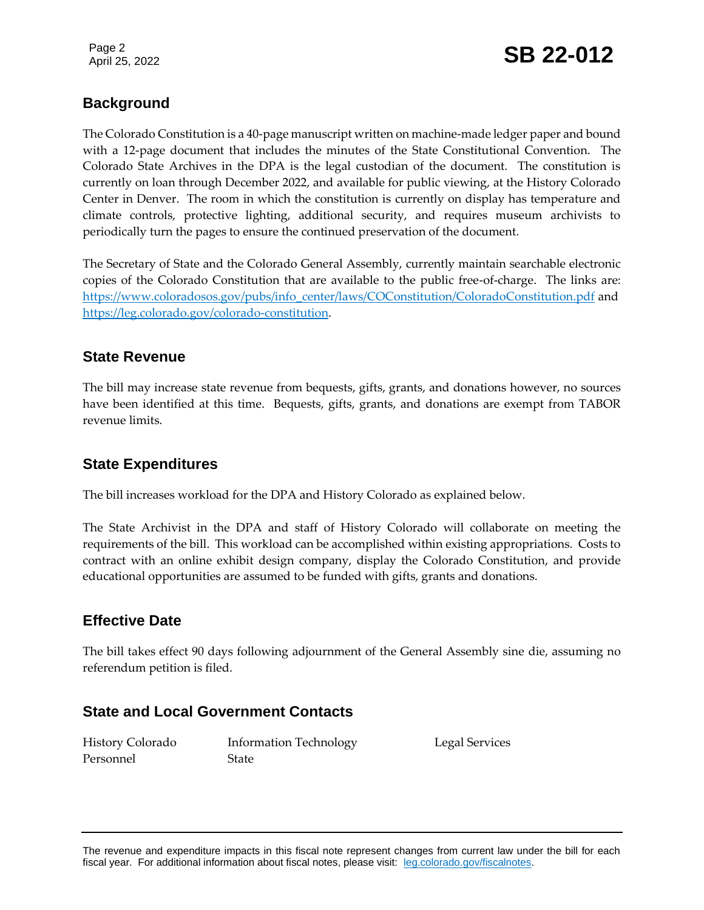## Background

The Colorado Constitution is a 40-page manuscript written on machine-made ledger paper and bound with a 12-page document that includes the minutes of the State Constitutional Convention. The Colorado State Archives in the DPA is the legal custodian of the document. The constitution is currently on loan through December 2022, and available for public viewing, at the History Colorado Center in Denver. The room in which the constitution is currently on display has temperature and climate controls, protective lighting, additional security, and requires museum archivists to periodically turn the pages to ensure the continued preservation of the document.

The Secretary of State and the Colorado General Assembly, currently maintain searchable electronic copies of the Colorado Constitution that are available to the public free-of-charge. The links are: [https://www.coloradosos.gov/pubs/info_center/laws/COConstitution/ColoradoConstitution.pdf](https://www.coloradosos.gov/pubs/info_center/laws/COConstitution/ColoradoConstitution.pdf) and [https://leg.colorado.gov/colorado-constitution](https://leg.colorado.gov/colorado-constitution).

## State Revenue

The bill may increase state revenue from bequests, gifts, grants, and donations however, no sources have been identified at this time. Bequests, gifts, grants, and donations are exempt from TABOR revenue limits.

## State Expenditures

The bill increases workload for the DPA and History Colorado as explained below.

The State Archivist in the DPA and staff of History Colorado will collaborate on meeting the requirements of the bill. This workload can be accomplished within existing appropriations. Costs to contract with an online exhibit design company, display the Colorado Constitution, and provide educational opportunities are assumed to be funded with gifts, grants and donations.

## Effective Date

The bill takes effect 90 days following adjournment of the General Assembly sine die, assuming no referendum petition is filed.

## State and Local Government Contacts

| | | |
|---|---|---|
| History Colorado | Information Technology | Legal Services |
| Personnel | State | |

The revenue and expenditure impacts in this fiscal note represent changes from current law under the bill for each fiscal year. For additional information about fiscal notes, please visit: [leg.colorado.gov/fiscalnotes](leg.colorado.gov/fiscalnotes).